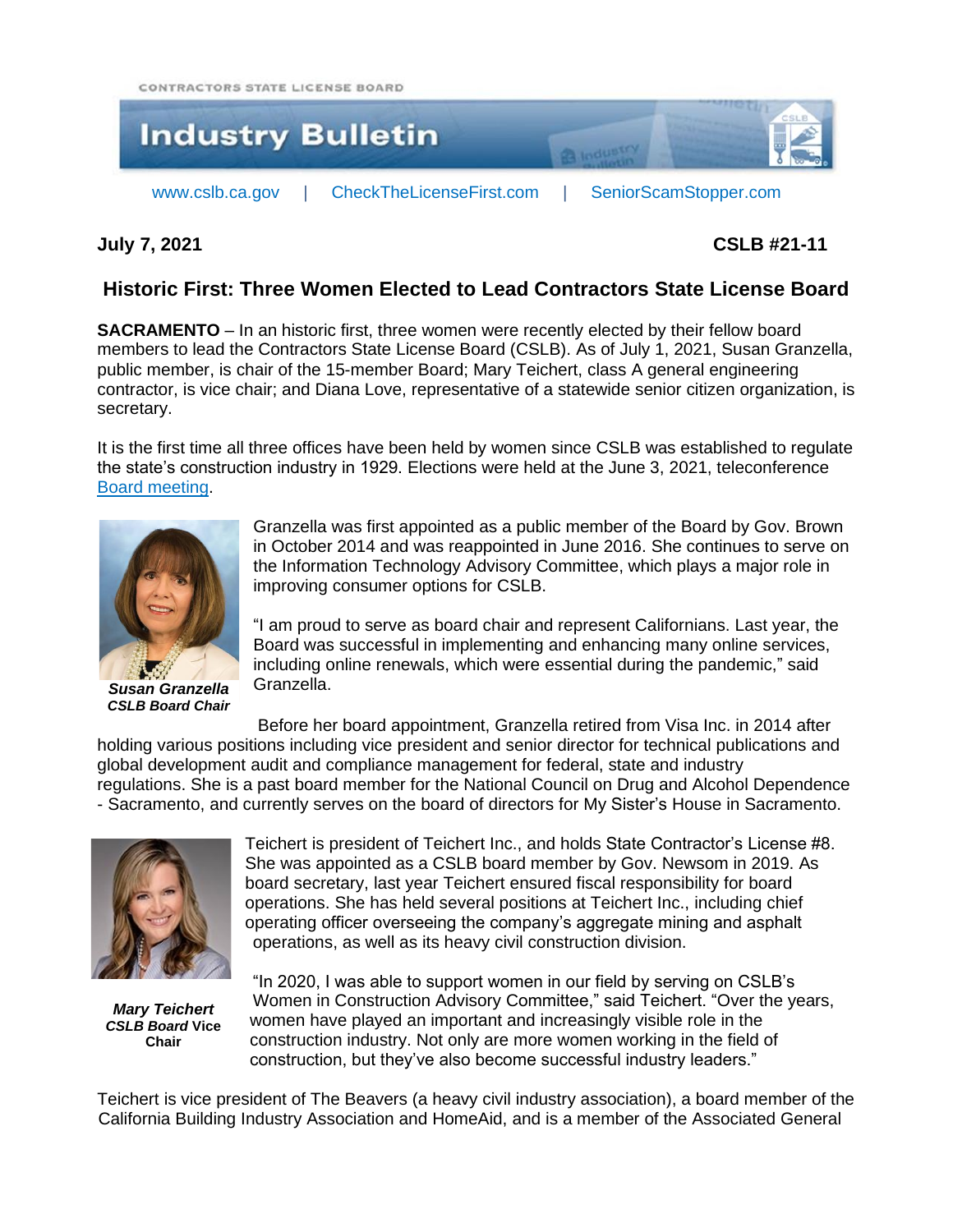CONTRACTORS STATE LICENSE BOARD

# Industry Bulletin

www.cslb.ca.gov | CheckTheLicenseFirst.com | SeniorScamStopper.com

**July 7, 2021** **CSLB #21-11**

## Historic First: Three Women Elected to Lead Contractors State License Board

**SACRAMENTO** – In an historic first, three women were recently elected by their fellow board members to lead the Contractors State License Board (CSLB). As of July 1, 2021, Susan Granzella, public member, is chair of the 15-member Board; Mary Teichert, class A general engineering contractor, is vice chair; and Diana Love, representative of a statewide senior citizen organization, is secretary.

It is the first time all three offices have been held by women since CSLB was established to regulate the state's construction industry in 1929. Elections were held at the June 3, 2021, teleconference Board meeting.

***Susan Granzella***
***CSLB Board Chair***

Granzella was first appointed as a public member of the Board by Gov. Brown in October 2014 and was reappointed in June 2016. She continues to serve on the Information Technology Advisory Committee, which plays a major role in improving consumer options for CSLB.

"I am proud to serve as board chair and represent Californians. Last year, the Board was successful in implementing and enhancing many online services, including online renewals, which were essential during the pandemic," said Granzella.

Before her board appointment, Granzella retired from Visa Inc. in 2014 after holding various positions including vice president and senior director for technical publications and global development audit and compliance management for federal, state and industry regulations. She is a past board member for the National Council on Drug and Alcohol Dependence - Sacramento, and currently serves on the board of directors for My Sister's House in Sacramento.

***Mary Teichert***
***CSLB Board* Vice Chair**

Teichert is president of Teichert Inc., and holds State Contractor's License #8. She was appointed as a CSLB board member by Gov. Newsom in 2019. As board secretary, last year Teichert ensured fiscal responsibility for board operations. She has held several positions at Teichert Inc., including chief operating officer overseeing the company's aggregate mining and asphalt operations, as well as its heavy civil construction division.

"In 2020, I was able to support women in our field by serving on CSLB's Women in Construction Advisory Committee," said Teichert. "Over the years, women have played an important and increasingly visible role in the construction industry. Not only are more women working in the field of construction, but they've also become successful industry leaders."

Teichert is vice president of The Beavers (a heavy civil industry association), a board member of the California Building Industry Association and HomeAid, and is a member of the Associated General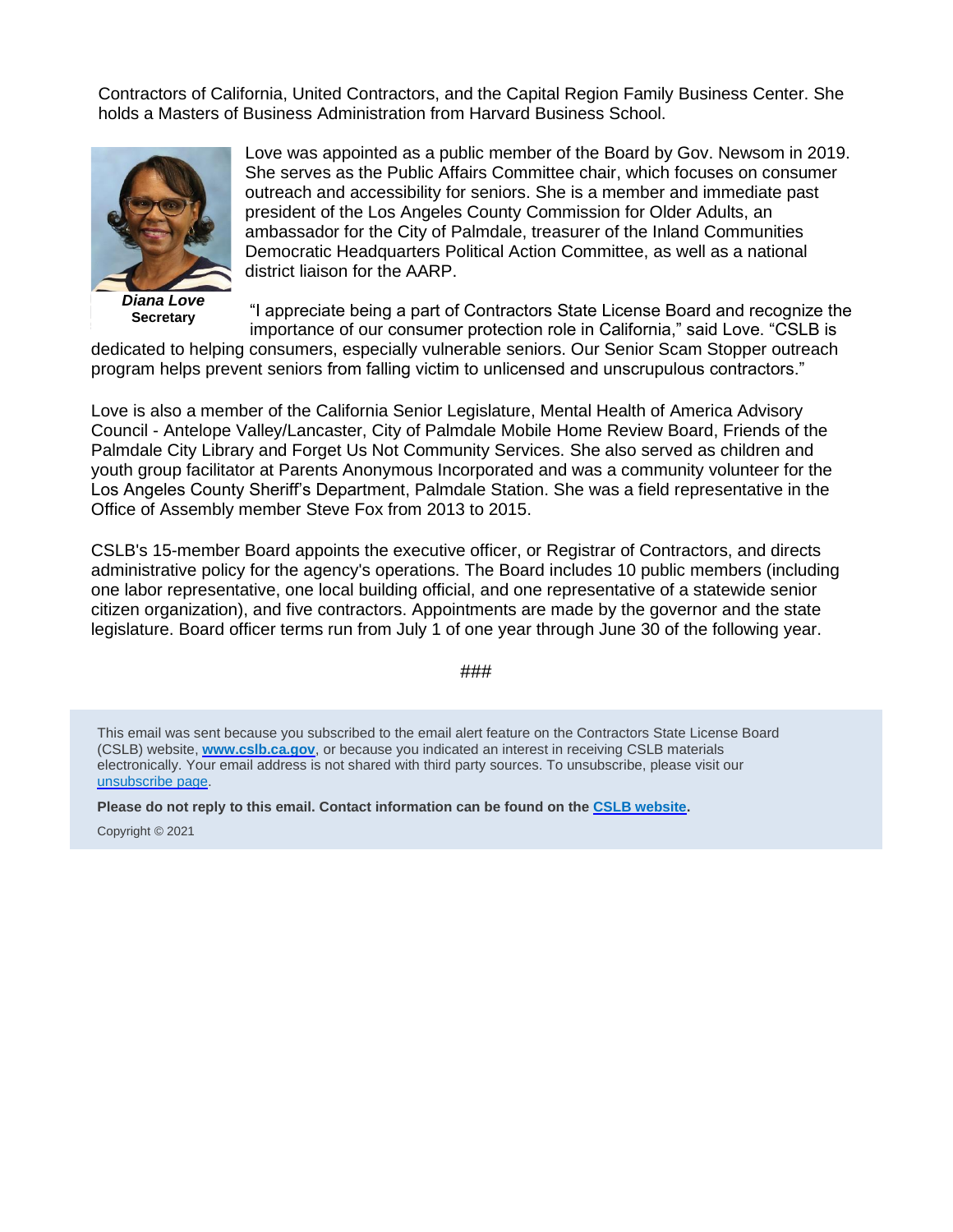Contractors of California, United Contractors, and the Capital Region Family Business Center. She holds a Masters of Business Administration from Harvard Business School.

***Diana Love***
**Secretary**

Love was appointed as a public member of the Board by Gov. Newsom in 2019. She serves as the Public Affairs Committee chair, which focuses on consumer outreach and accessibility for seniors. She is a member and immediate past president of the Los Angeles County Commission for Older Adults, an ambassador for the City of Palmdale, treasurer of the Inland Communities Democratic Headquarters Political Action Committee, as well as a national district liaison for the AARP.

"I appreciate being a part of Contractors State License Board and recognize the importance of our consumer protection role in California," said Love. "CSLB is dedicated to helping consumers, especially vulnerable seniors. Our Senior Scam Stopper outreach program helps prevent seniors from falling victim to unlicensed and unscrupulous contractors."

Love is also a member of the California Senior Legislature, Mental Health of America Advisory Council - Antelope Valley/Lancaster, City of Palmdale Mobile Home Review Board, Friends of the Palmdale City Library and Forget Us Not Community Services. She also served as children and youth group facilitator at Parents Anonymous Incorporated and was a community volunteer for the Los Angeles County Sheriff's Department, Palmdale Station. She was a field representative in the Office of Assembly member Steve Fox from 2013 to 2015.

CSLB's 15-member Board appoints the executive officer, or Registrar of Contractors, and directs administrative policy for the agency's operations. The Board includes 10 public members (including one labor representative, one local building official, and one representative of a statewide senior citizen organization), and five contractors. Appointments are made by the governor and the state legislature. Board officer terms run from July 1 of one year through June 30 of the following year.

###

This email was sent because you subscribed to the email alert feature on the Contractors State License Board (CSLB) website, **www.cslb.ca.gov**, or because you indicated an interest in receiving CSLB materials electronically. Your email address is not shared with third party sources. To unsubscribe, please visit our unsubscribe page.

**Please do not reply to this email. Contact information can be found on the CSLB website.**

Copyright © 2021